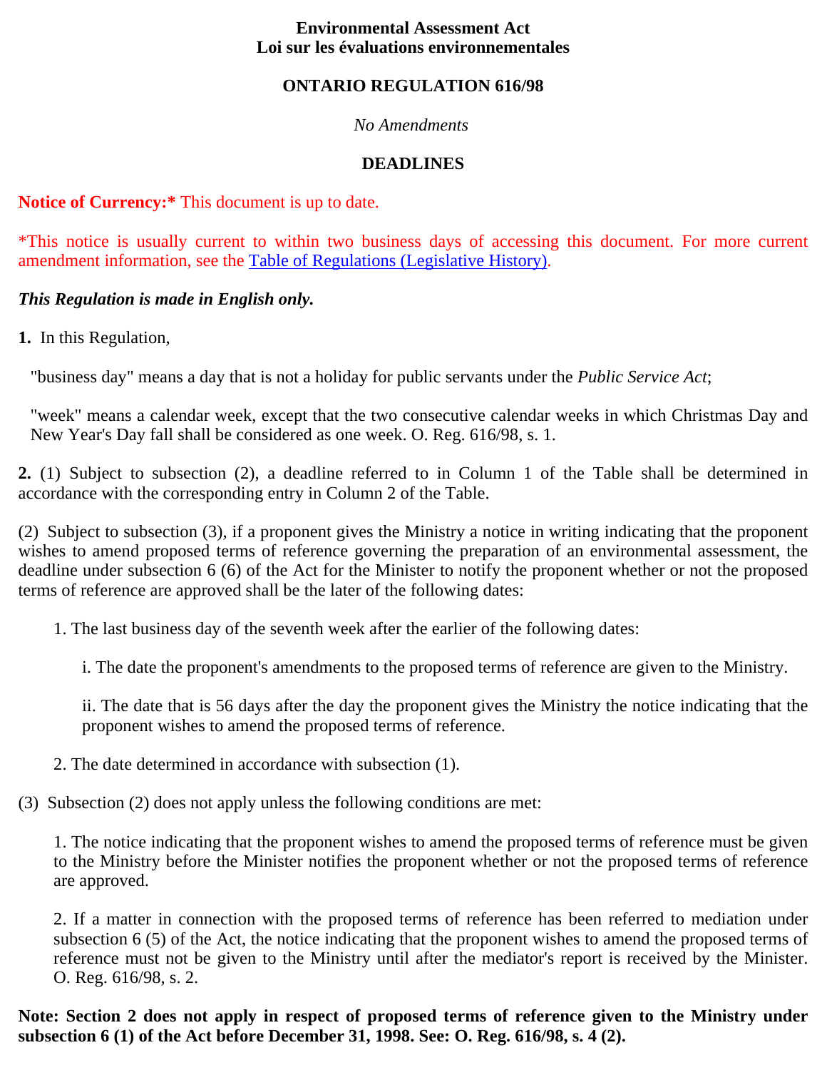**Environmental Assessment Act**
**Loi sur les évaluations environnementales**

**ONTARIO REGULATION 616/98**

*No Amendments*

**DEADLINES**

**Notice of Currency:*** This document is up to date.

*This notice is usually current to within two business days of accessing this document. For more current amendment information, see the Table of Regulations (Legislative History).

***This Regulation is made in English only.***

**1.** In this Regulation,

"business day" means a day that is not a holiday for public servants under the *Public Service Act*;

"week" means a calendar week, except that the two consecutive calendar weeks in which Christmas Day and New Year's Day fall shall be considered as one week. O. Reg. 616/98, s. 1.

**2.** (1) Subject to subsection (2), a deadline referred to in Column 1 of the Table shall be determined in accordance with the corresponding entry in Column 2 of the Table.

(2) Subject to subsection (3), if a proponent gives the Ministry a notice in writing indicating that the proponent wishes to amend proposed terms of reference governing the preparation of an environmental assessment, the deadline under subsection 6 (6) of the Act for the Minister to notify the proponent whether or not the proposed terms of reference are approved shall be the later of the following dates:

1. The last business day of the seventh week after the earlier of the following dates:

   i. The date the proponent's amendments to the proposed terms of reference are given to the Ministry.

   ii. The date that is 56 days after the day the proponent gives the Ministry the notice indicating that the proponent wishes to amend the proposed terms of reference.

2. The date determined in accordance with subsection (1).

(3) Subsection (2) does not apply unless the following conditions are met:

1. The notice indicating that the proponent wishes to amend the proposed terms of reference must be given to the Ministry before the Minister notifies the proponent whether or not the proposed terms of reference are approved.

2. If a matter in connection with the proposed terms of reference has been referred to mediation under subsection 6 (5) of the Act, the notice indicating that the proponent wishes to amend the proposed terms of reference must not be given to the Ministry until after the mediator's report is received by the Minister. O. Reg. 616/98, s. 2.

**Note: Section 2 does not apply in respect of proposed terms of reference given to the Ministry under subsection 6 (1) of the Act before December 31, 1998. See: O. Reg. 616/98, s. 4 (2).**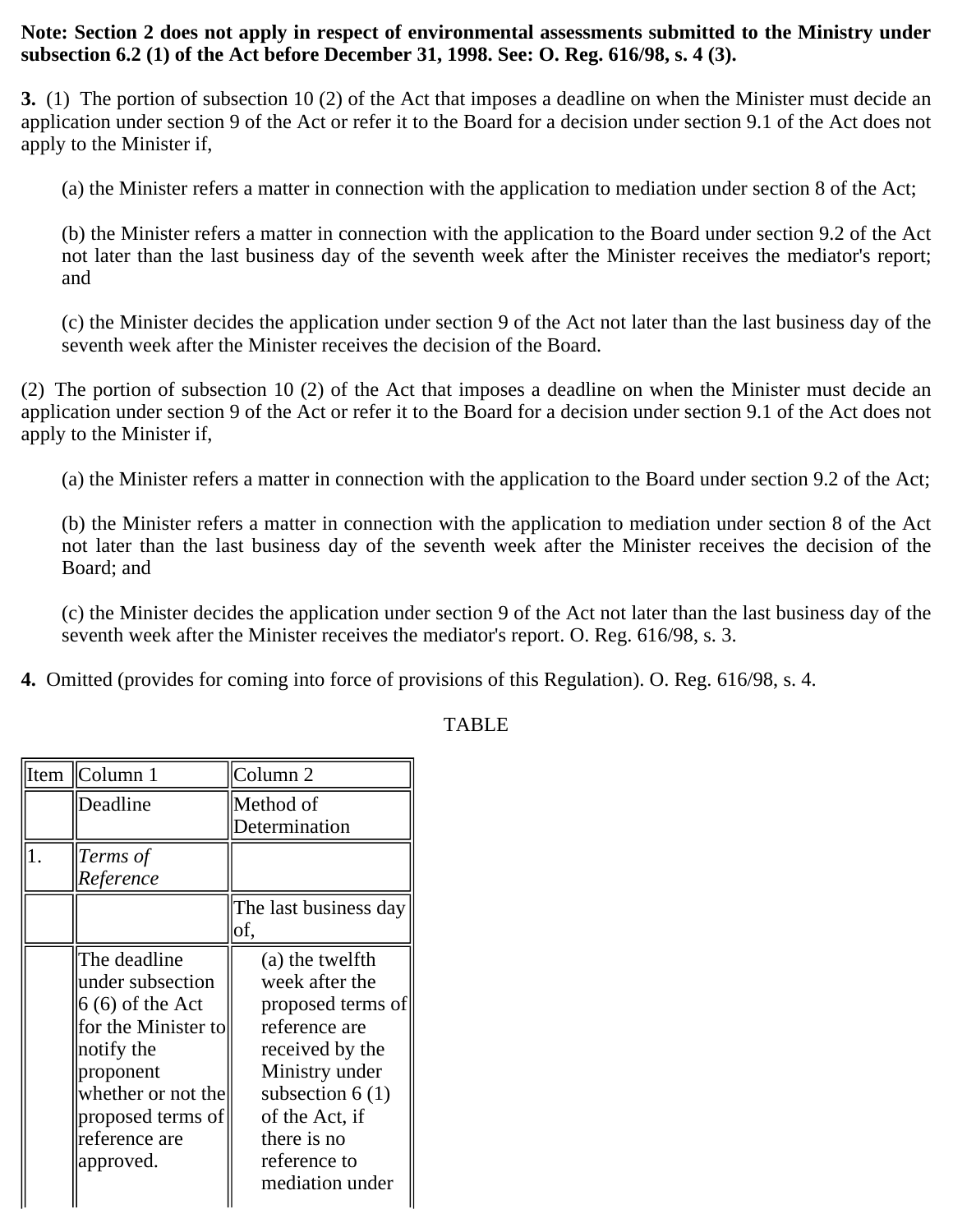**Note: Section 2 does not apply in respect of environmental assessments submitted to the Ministry under subsection 6.2 (1) of the Act before December 31, 1998. See: O. Reg. 616/98, s. 4 (3).**

**3.** (1) The portion of subsection 10 (2) of the Act that imposes a deadline on when the Minister must decide an application under section 9 of the Act or refer it to the Board for a decision under section 9.1 of the Act does not apply to the Minister if,

(a) the Minister refers a matter in connection with the application to mediation under section 8 of the Act;

(b) the Minister refers a matter in connection with the application to the Board under section 9.2 of the Act not later than the last business day of the seventh week after the Minister receives the mediator's report; and

(c) the Minister decides the application under section 9 of the Act not later than the last business day of the seventh week after the Minister receives the decision of the Board.

(2) The portion of subsection 10 (2) of the Act that imposes a deadline on when the Minister must decide an application under section 9 of the Act or refer it to the Board for a decision under section 9.1 of the Act does not apply to the Minister if,

(a) the Minister refers a matter in connection with the application to the Board under section 9.2 of the Act;

(b) the Minister refers a matter in connection with the application to mediation under section 8 of the Act not later than the last business day of the seventh week after the Minister receives the decision of the Board; and

(c) the Minister decides the application under section 9 of the Act not later than the last business day of the seventh week after the Minister receives the mediator's report. O. Reg. 616/98, s. 3.

**4.** Omitted (provides for coming into force of provisions of this Regulation). O. Reg. 616/98, s. 4.

TABLE

| Item | Column 1 | Column 2 |
|---|---|---|
| | Deadline | Method of Determination |
| 1. | *Terms of Reference* | |
| | | The last business day of, |
| | The deadline under subsection 6 (6) of the Act for the Minister to notify the proponent whether or not the proposed terms of reference are approved. | (a) the twelfth week after the proposed terms of reference are received by the Ministry under subsection 6 (1) of the Act, if there is no reference to mediation under |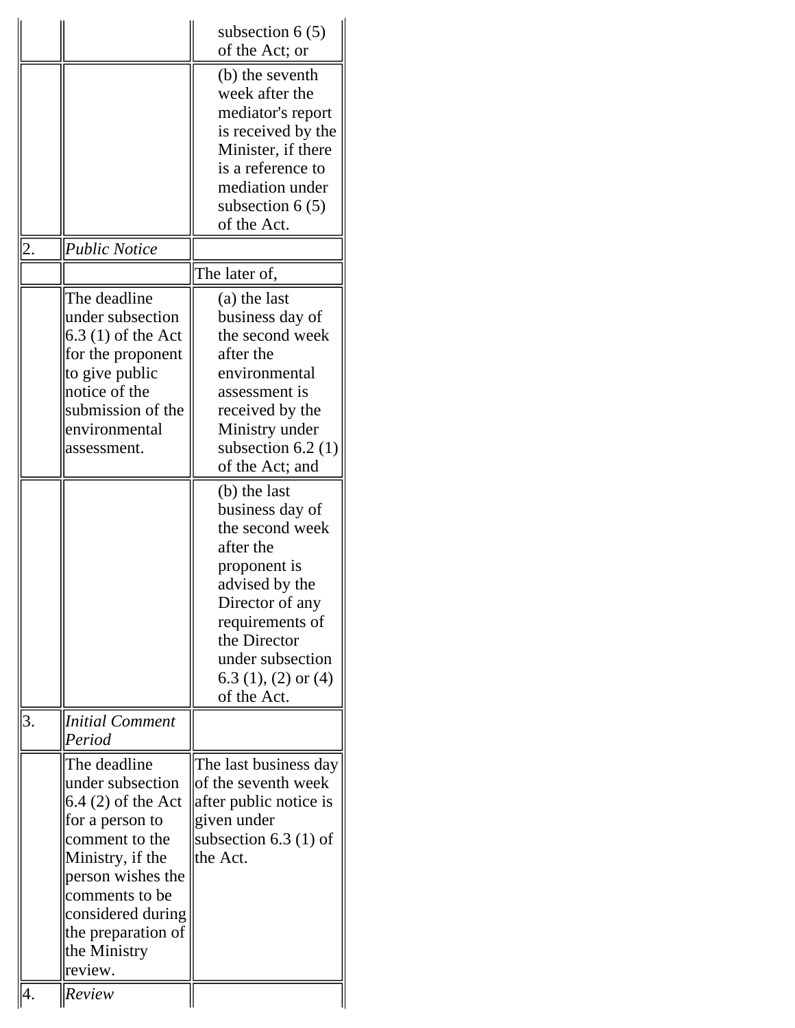| | | |
|---|---|---|
| | | subsection 6 (5) of the Act; or |
| | | (b) the seventh week after the mediator's report is received by the Minister, if there is a reference to mediation under subsection 6 (5) of the Act. |
| 2. | *Public Notice* | |
| | | The later of, |
| | The deadline under subsection 6.3 (1) of the Act for the proponent to give public notice of the submission of the environmental assessment. | (a) the last business day of the second week after the environmental assessment is received by the Ministry under subsection 6.2 (1) of the Act; and |
| | | (b) the last business day of the second week after the proponent is advised by the Director of any requirements of the Director under subsection 6.3 (1), (2) or (4) of the Act. |
| 3. | *Initial Comment Period* | |
| | The deadline under subsection 6.4 (2) of the Act for a person to comment to the Ministry, if the person wishes the comments to be considered during the preparation of the Ministry review. | The last business day of the seventh week after public notice is given under subsection 6.3 (1) of the Act. |
| 4. | *Review* | |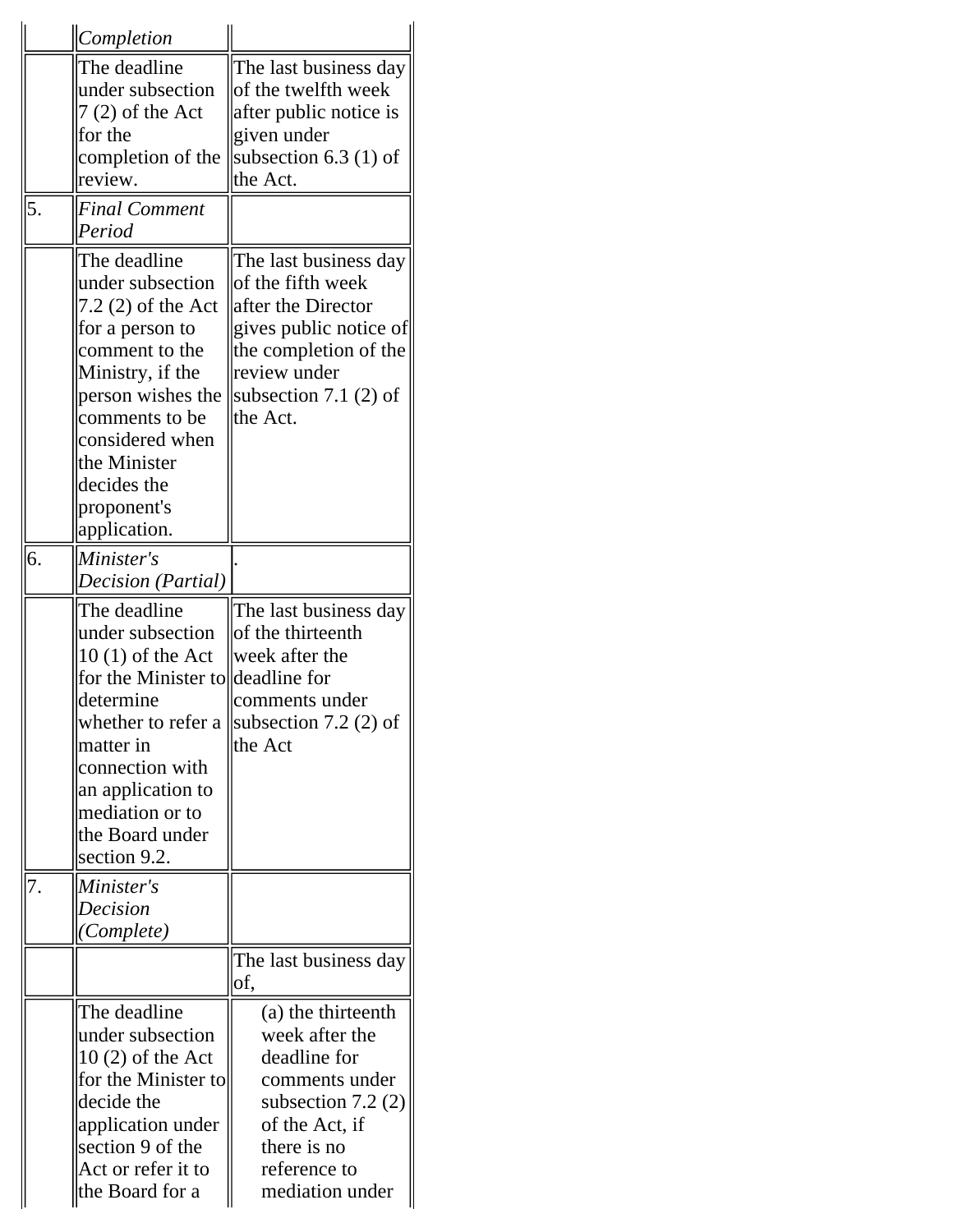| | | |
|---|---|---|
| | *Completion* | |
| | The deadline under subsection 7 (2) of the Act for the completion of the review. | The last business day of the twelfth week after public notice is given under subsection 6.3 (1) of the Act. |
| 5. | *Final Comment Period* | |
| | The deadline under subsection 7.2 (2) of the Act for a person to comment to the Ministry, if the person wishes the comments to be considered when the Minister decides the proponent's application. | The last business day of the fifth week after the Director gives public notice of the completion of the review under subsection 7.1 (2) of the Act. |
| 6. | *Minister's Decision (Partial)* | . |
| | The deadline under subsection 10 (1) of the Act for the Minister to determine whether to refer a matter in connection with an application to mediation or to the Board under section 9.2. | The last business day of the thirteenth week after the deadline for comments under subsection 7.2 (2) of the Act |
| 7. | *Minister's Decision (Complete)* | |
| | | The last business day of, |
| | The deadline under subsection 10 (2) of the Act for the Minister to decide the application under section 9 of the Act or refer it to the Board for a | (a) the thirteenth week after the deadline for comments under subsection 7.2 (2) of the Act, if there is no reference to mediation under |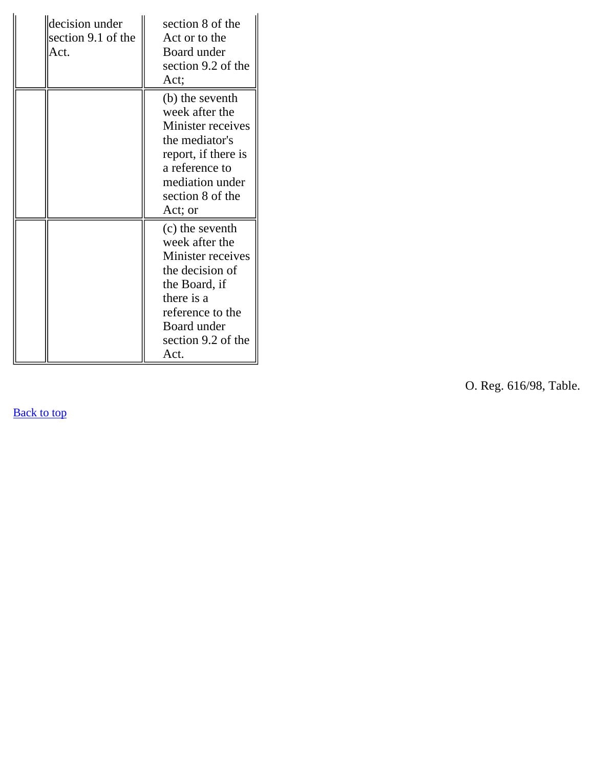| | | |
|---|---|---|
| | decision under section 9.1 of the Act. | section 8 of the Act or to the Board under section 9.2 of the Act; |
| | | (b) the seventh week after the Minister receives the mediator's report, if there is a reference to mediation under section 8 of the Act; or |
| | | (c) the seventh week after the Minister receives the decision of the Board, if there is a reference to the Board under section 9.2 of the Act. |

O. Reg. 616/98, Table.

Back to top